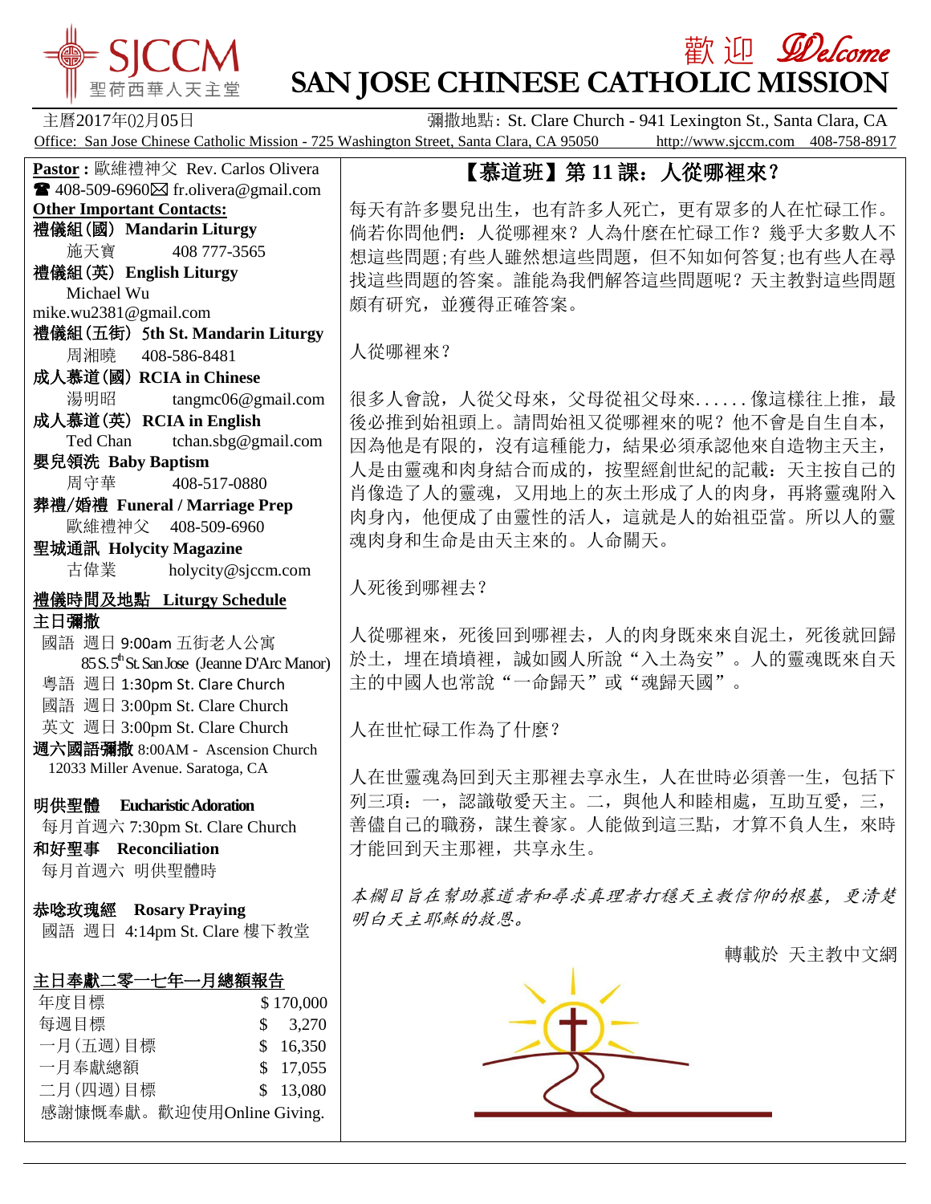# 歡迎 Welcome
# SAN JOSE CHINESE CATHOLIC MISSION

SJCCM 聖荷西華人天主堂

主曆2017年02月05日 彌撒地點: St. Clare Church - 941 Lexington St., Santa Clara, CA

Office: San Jose Chinese Catholic Mission - 725 Washington Street, Santa Clara, CA 95050 http://www.sjccm.com 408-758-8917

**Pastor :** 歐維禮神父 Rev. Carlos Olivera
☎ 408-509-6960 ✉ fr.olivera@gmail.com

**Other Important Contacts:**

**禮儀組(國) Mandarin Liturgy**
施天寶 408 777-3565

**禮儀組(英) English Liturgy**
Michael Wu
mike.wu2381@gmail.com

**禮儀組(五街) 5th St. Mandarin Liturgy**
周湘曉 408-586-8481

**成人慕道(國) RCIA in Chinese**
湯明昭 tangmc06@gmail.com

**成人慕道(英) RCIA in English**
Ted Chan tchan.sbg@gmail.com

**嬰兒領洗 Baby Baptism**
周守華 408-517-0880

**葬禮/婚禮 Funeral / Marriage Prep**
歐維禮神父 408-509-6960

**聖城通訊 Holycity Magazine**
古偉業 holycity@sjccm.com

**禮儀時間及地點 Liturgy Schedule**

**主日彌撒**
國語 週日 9:00am 五街老人公寓
85 S. 5th St. San Jose (Jeanne D'Arc Manor)
粵語 週日 1:30pm St. Clare Church
國語 週日 3:00pm St. Clare Church
英文 週日 3:00pm St. Clare Church

**週六國語彌撒** 8:00AM - Ascension Church
12033 Miller Avenue. Saratoga, CA

**明供聖體 Eucharistic Adoration**
每月首週六 7:30pm St. Clare Church

**和好聖事 Reconciliation**
每月首週六 明供聖體時

**恭唸玫瑰經 Rosary Praying**
國語 週日 4:14pm St. Clare 樓下教堂

**主日奉獻二零一七年一月總額報告**

| | |
|---|---|
| 年度目標 | $ 170,000 |
| 每週目標 | $ 3,270 |
| 一月(五週)目標 | $ 16,350 |
| 一月奉獻總額 | $ 17,055 |
| 二月(四週)目標 | $ 13,080 |

感謝慷慨奉獻。歡迎使用Online Giving.

## 【慕道班】第 11 課: 人從哪裡來?

每天有許多嬰兒出生，也有許多人死亡，更有眾多的人在忙碌工作。倘若你問他們：人從哪裡來？人為什麼在忙碌工作？幾乎大多數人不想這些問題;有些人雖然想這些問題，但不知如何答复;也有些人在尋找這些問題的答案。誰能為我們解答這些問題呢？天主教對這些問題頗有研究，並獲得正確答案。

人從哪裡來？

很多人會說，人從父母來，父母從祖父母來......像這樣往上推，最後必推到始祖頭上。請問始祖又從哪裡來的呢？他不會是自生自本，因為他是有限的，沒有這種能力，結果必須承認他來自造物主天主，人是由靈魂和肉身結合而成的，按聖經創世紀的記載：天主按自己的肖像造了人的靈魂，又用地上的灰土形成了人的肉身，再將靈魂附入肉身內，他便成了由靈性的活人，這就是人的始祖亞當。所以人的靈魂肉身和生命是由天主來的。人命關天。

人死後到哪裡去？

人從哪裡來，死後回到哪裡去，人的肉身既來來自泥土，死後就回歸於土，埋在墳墳裡，誠如國人所說“入土為安”。人的靈魂既來自天主的中國人也常說“一命歸天”或“魂歸天國”。

人在世忙碌工作為了什麼？

人在世靈魂為回到天主那裡去享永生，人在世時必須善一生，包括下列三項：一，認識敬愛天主。二，與他人和睦相處，互助互愛，三，善儘自己的職務，謀生養家。人能做到這三點，才算不負人生，來時才能回到天主那裡，共享永生。

*本欄目旨在幫助慕道者和尋求真理者打穩天主教信仰的根基，更清楚明白天主耶穌的救恩。*

轉載於 天主教中文網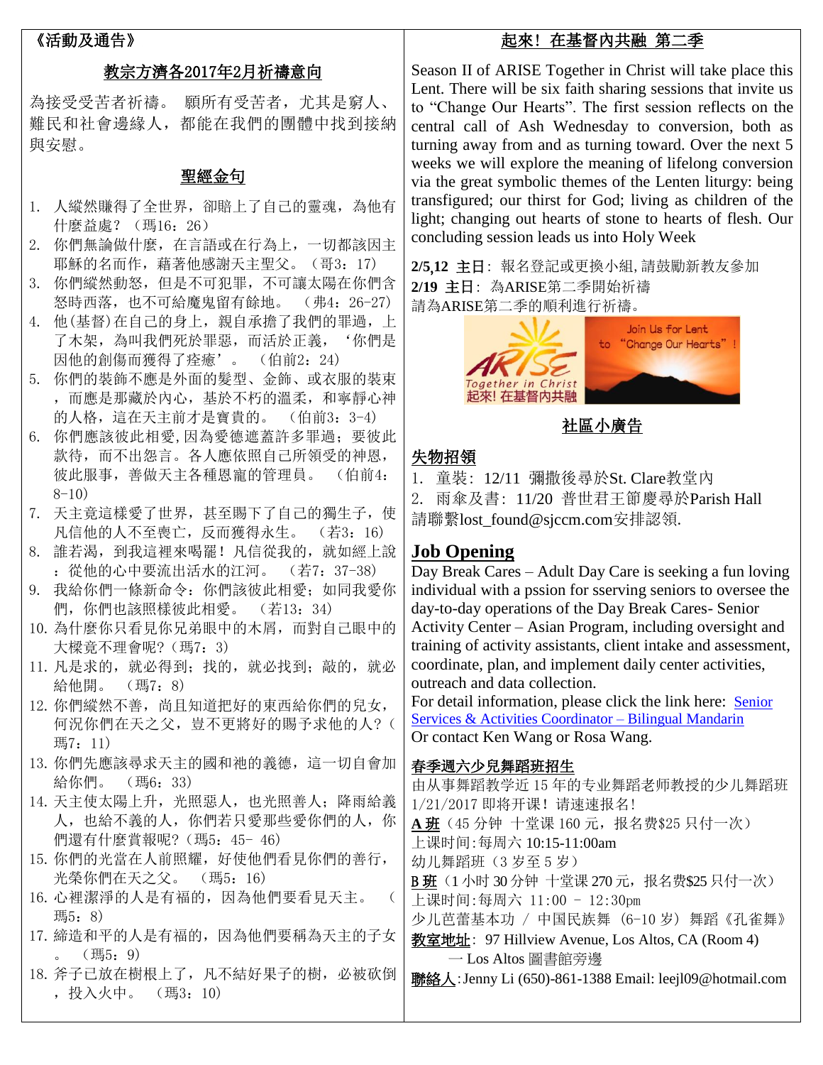《活動及通告》

## 教宗方濟各2017年2月祈禱意向

為接受受苦者祈禱。 願所有受苦者，尤其是窮人、難民和社會邊緣人，都能在我們的團體中找到接納與安慰。

## 聖經金句

1. 人縱然賺得了全世界，卻賠上了自己的靈魂，為他有什麼益處？（瑪16：26）
2. 你們無論做什麼，在言語或在行為上，一切都該因主耶穌的名而作，藉著他感謝天主聖父。（哥3：17）
3. 你們縱然動怒，但是不可犯罪，不可讓太陽在你們含怒時西落，也不可給魔鬼留有餘地。 （弗4：26-27）
4. 他(基督)在自己的身上，親自承擔了我們的罪過，上了木架，為叫我們死於罪惡，而活於正義， '你們是因他的創傷而獲得了痊癒'。 （伯前2：24）
5. 你們的裝飾不應是外面的髮型、金飾、或衣服的裝束，而應是那藏於內心，基於不朽的溫柔，和寧靜心神的人格，這在天主前才是寶貴的。 （伯前3：3-4）
6. 你們應該彼此相愛，因為愛德遮蓋許多罪過；要彼此款待，而不出怨言。各人應依照自己所領受的神恩，彼此服事，善做天主各種恩寵的管理員。 （伯前4：8-10）
7. 天主竟這樣愛了世界，甚至賜下了自己的獨生子，使凡信他的人不至喪亡，反而獲得永生。 （若3：16）
8. 誰若渴，到我這裡來喝罷！凡信從我的，就如經上說：從他的心中要流出活水的江河。 （若7：37-38）
9. 我給你們一條新命令：你們該彼此相愛；如同我愛你們，你們也該照樣彼此相愛。 （若13：34）
10. 為什麼你只看見你兄弟眼中的木屑，而對自己眼中的大樑竟不理會呢？（瑪7：3）
11. 凡是求的，就必得到；找的，就必找到；敲的，就必給他開。 （瑪7：8）
12. 你們縱然不善，尚且知道把好的東西給你們的兒女，何況你們在天之父，豈不更將好的賜予求他的人?（瑪7：11）
13. 你們先應該尋求天主的國和祂的義德，這一切自會加給你們。 （瑪6：33）
14. 天主使太陽上升，光照惡人，也光照善人；降雨給義人，也給不義的人，你們若只愛那些愛你們的人，你們還有什麼賞報呢?（瑪5：45- 46）
15. 你們的光當在人前照耀，好使他們看見你們的善行，光榮你們在天之父。 （瑪5：16）
16. 心裡潔淨的人是有福的，因為他們要看見天主。 （瑪5：8）
17. 締造和平的人是有福的，因為他們要稱為天主的子女。 （瑪5：9）
18. 斧子已放在樹根上了，凡不結好果子的樹，必被砍倒，投入火中。 （瑪3：10）

## 起來！在基督內共融 第二季

Season II of ARISE Together in Christ will take place this Lent. There will be six faith sharing sessions that invite us to "Change Our Hearts". The first session reflects on the central call of Ash Wednesday to conversion, both as turning away from and as turning toward. Over the next 5 weeks we will explore the meaning of lifelong conversion via the great symbolic themes of the Lenten liturgy: being transfigured; our thirst for God; living as children of the light; changing out hearts of stone to hearts of flesh. Our concluding session leads us into Holy Week

**2/5,12 主日**：報名登記或更換小組, 請鼓勵新教友參加
**2/19 主日**：為ARISE第二季開始祈禱
請為ARISE第二季的順利進行祈禱。

## 社區小廣告

### 失物招領

1. 童裝：12/11 彌撒後尋於St. Clare教堂內
2. 雨傘及書：11/20 普世君王節慶尋於Parish Hall

請聯繫lost_found@sjccm.com安排認領.

### Job Opening

Day Break Cares – Adult Day Care is seeking a fun loving individual with a pssion for sserving seniors to oversee the day-to-day operations of the Day Break Cares- Senior Activity Center – Asian Program, including oversight and training of activity assistants, client intake and assessment, coordinate, plan, and implement daily center activities, outreach and data collection.
For detail information, please click the link here: Senior Services & Activities Coordinator – Bilingual Mandarin
Or contact Ken Wang or Rosa Wang.

### 春季週六少兒舞蹈班招生

由从事舞蹈教学近 15 年的专业舞蹈老师教授的少儿舞蹈班 1/21/2017 即将开课！请速速报名!

**A 班**（45 分钟 十堂课 160 元，报名费$25 只付一次）
上课时间:每周六 10:15-11:00am
幼儿舞蹈班（3 岁至 5 岁）

**B 班**（1 小时 30 分钟 十堂课 270 元，报名费$25 只付一次）
上课时间:每周六 11:00 – 12:30pm
少儿芭蕾基本功 / 中国民族舞 (6-10 岁) 舞蹈《孔雀舞》

**教室地址**：97 Hillview Avenue, Los Altos, CA (Room 4)
一 Los Altos 圖書館旁邊

**聯絡人**:Jenny Li (650)-861-1388 Email: leejl09@hotmail.com